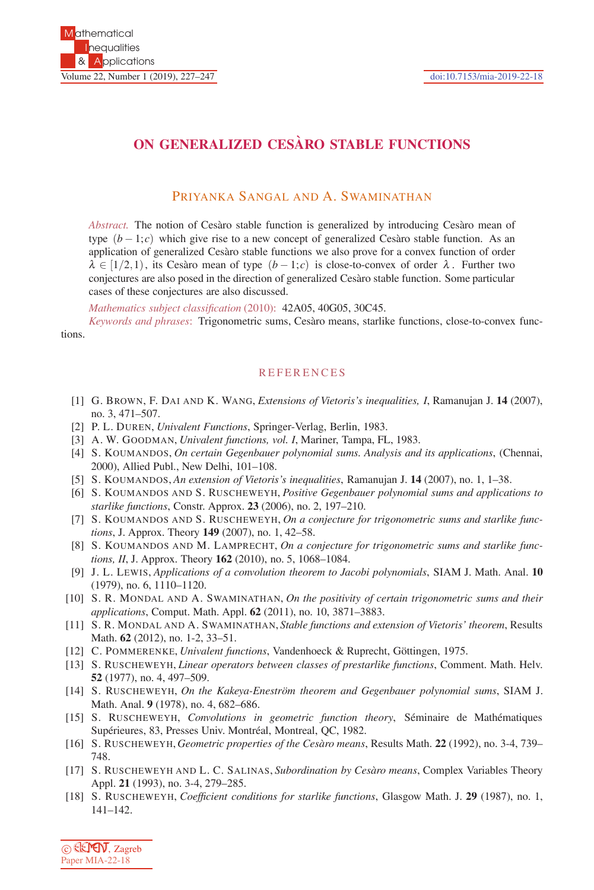# ON GENERALIZED CESÀRO STABLE FUNCTIONS

PRIYANKA SANGAL AND A. SWAMINATHAN

*Abstract.* The notion of Cesàro stable function is generalized by introducing Cesàro mean of type $(b-1;c)$ which give rise to a new concept of generalized Cesàro stable function. As an application of generalized Cesàro stable functions we also prove for a convex function of order $\lambda \in [1/2,1)$, its Cesàro mean of type $(b-1;c)$ is close-to-convex of order $\lambda$. Further two conjectures are also posed in the direction of generalized Cesàro stable function. Some particular cases of these conjectures are also discussed.

*Mathematics subject classification* (2010): 42A05, 40G05, 30C45.

*Keywords and phrases*: Trigonometric sums, Cesàro means, starlike functions, close-to-convex functions.

## REFERENCES

[1] G. BROWN, F. DAI AND K. WANG, *Extensions of Vietoris's inequalities, I*, Ramanujan J. **14** (2007), no. 3, 471–507.

[2] P. L. DUREN, *Univalent Functions*, Springer-Verlag, Berlin, 1983.

[3] A. W. GOODMAN, *Univalent functions, vol. I*, Mariner, Tampa, FL, 1983.

[4] S. KOUMANDOS, *On certain Gegenbauer polynomial sums. Analysis and its applications*, (Chennai, 2000), Allied Publ., New Delhi, 101–108.

[5] S. KOUMANDOS, *An extension of Vietoris's inequalities*, Ramanujan J. **14** (2007), no. 1, 1–38.

[6] S. KOUMANDOS AND S. RUSCHEWEYH, *Positive Gegenbauer polynomial sums and applications to starlike functions*, Constr. Approx. **23** (2006), no. 2, 197–210.

[7] S. KOUMANDOS AND S. RUSCHEWEYH, *On a conjecture for trigonometric sums and starlike functions*, J. Approx. Theory **149** (2007), no. 1, 42–58.

[8] S. KOUMANDOS AND M. LAMPRECHT, *On a conjecture for trigonometric sums and starlike functions, II*, J. Approx. Theory **162** (2010), no. 5, 1068–1084.

[9] J. L. LEWIS, *Applications of a convolution theorem to Jacobi polynomials*, SIAM J. Math. Anal. **10** (1979), no. 6, 1110–1120.

[10] S. R. MONDAL AND A. SWAMINATHAN, *On the positivity of certain trigonometric sums and their applications*, Comput. Math. Appl. **62** (2011), no. 10, 3871–3883.

[11] S. R. MONDAL AND A. SWAMINATHAN, *Stable functions and extension of Vietoris' theorem*, Results Math. **62** (2012), no. 1-2, 33–51.

[12] C. POMMERENKE, *Univalent functions*, Vandenhoeck & Ruprecht, Göttingen, 1975.

[13] S. RUSCHEWEYH, *Linear operators between classes of prestarlike functions*, Comment. Math. Helv. **52** (1977), no. 4, 497–509.

[14] S. RUSCHEWEYH, *On the Kakeya-Eneström theorem and Gegenbauer polynomial sums*, SIAM J. Math. Anal. **9** (1978), no. 4, 682–686.

[15] S. RUSCHEWEYH, *Convolutions in geometric function theory*, Séminaire de Mathématiques Supérieures, 83, Presses Univ. Montréal, Montreal, QC, 1982.

[16] S. RUSCHEWEYH, *Geometric properties of the Cesàro means*, Results Math. **22** (1992), no. 3-4, 739–748.

[17] S. RUSCHEWEYH AND L. C. SALINAS, *Subordination by Cesàro means*, Complex Variables Theory Appl. **21** (1993), no. 3-4, 279–285.

[18] S. RUSCHEWEYH, *Coefficient conditions for starlike functions*, Glasgow Math. J. **29** (1987), no. 1, 141–142.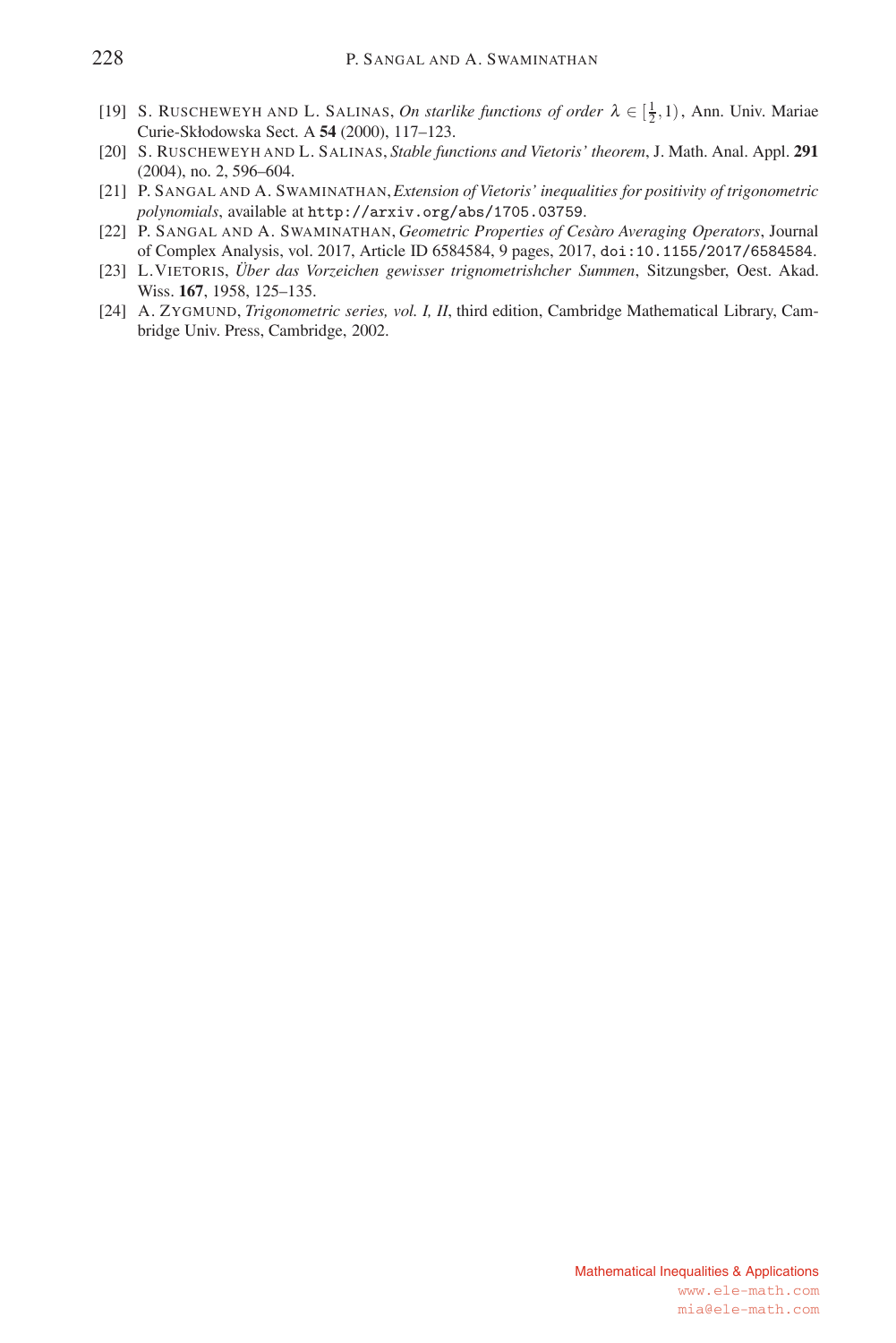[19] S. Ruscheweyh and L. Salinas, *On starlike functions of order $\lambda \in [\frac{1}{2}, 1)$*, Ann. Univ. Mariae Curie-Skłodowska Sect. A **54** (2000), 117–123.

[20] S. Ruscheweyh and L. Salinas, *Stable functions and Vietoris' theorem*, J. Math. Anal. Appl. **291** (2004), no. 2, 596–604.

[21] P. Sangal and A. Swaminathan, *Extension of Vietoris' inequalities for positivity of trigonometric polynomials*, available at `http://arxiv.org/abs/1705.03759`.

[22] P. Sangal and A. Swaminathan, *Geometric Properties of Cesàro Averaging Operators*, Journal of Complex Analysis, vol. 2017, Article ID 6584584, 9 pages, 2017, `doi:10.1155/2017/6584584`.

[23] L. Vietoris, *Über das Vorzeichen gewisser trignometrishcher Summen*, Sitzungsber, Oest. Akad. Wiss. **167**, 1958, 125–135.

[24] A. Zygmund, *Trigonometric series, vol. I, II*, third edition, Cambridge Mathematical Library, Cambridge Univ. Press, Cambridge, 2002.